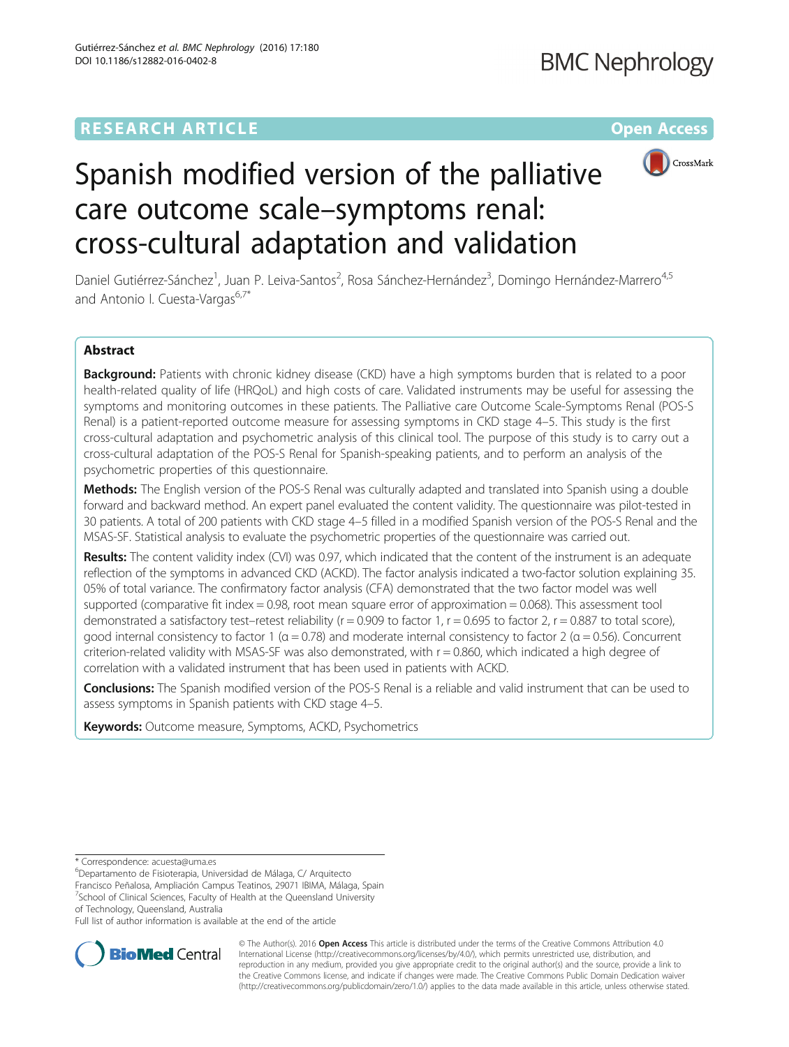# Spanish modified version of the palliative care outcome scale–symptoms renal: cross-cultural adaptation and validation

Daniel Gutiérrez-Sánchez[1], Juan P. Leiva-Santos[2], Rosa Sánchez-Hernández[3], Domingo Hernández-Marrero[4,5] and Antonio I. Cuesta-Vargas[6,7*]

## Abstract

**Background:** Patients with chronic kidney disease (CKD) have a high symptoms burden that is related to a poor health-related quality of life (HRQoL) and high costs of care. Validated instruments may be useful for assessing the symptoms and monitoring outcomes in these patients. The Palliative care Outcome Scale-Symptoms Renal (POS-S Renal) is a patient-reported outcome measure for assessing symptoms in CKD stage 4–5. This study is the first cross-cultural adaptation and psychometric analysis of this clinical tool. The purpose of this study is to carry out a cross-cultural adaptation of the POS-S Renal for Spanish-speaking patients, and to perform an analysis of the psychometric properties of this questionnaire.

**Methods:** The English version of the POS-S Renal was culturally adapted and translated into Spanish using a double forward and backward method. An expert panel evaluated the content validity. The questionnaire was pilot-tested in 30 patients. A total of 200 patients with CKD stage 4–5 filled in a modified Spanish version of the POS-S Renal and the MSAS-SF. Statistical analysis to evaluate the psychometric properties of the questionnaire was carried out.

**Results:** The content validity index (CVI) was 0.97, which indicated that the content of the instrument is an adequate reflection of the symptoms in advanced CKD (ACKD). The factor analysis indicated a two-factor solution explaining 35.05% of total variance. The confirmatory factor analysis (CFA) demonstrated that the two factor model was well supported (comparative fit index = 0.98, root mean square error of approximation = 0.068). This assessment tool demonstrated a satisfactory test–retest reliability ($r = 0.909$ to factor 1, $r = 0.695$ to factor 2, $r = 0.887$ to total score), good internal consistency to factor 1 ($\alpha = 0.78$) and moderate internal consistency to factor 2 ($\alpha = 0.56$). Concurrent criterion-related validity with MSAS-SF was also demonstrated, with $r = 0.860$, which indicated a high degree of correlation with a validated instrument that has been used in patients with ACKD.

**Conclusions:** The Spanish modified version of the POS-S Renal is a reliable and valid instrument that can be used to assess symptoms in Spanish patients with CKD stage 4–5.

**Keywords:** Outcome measure, Symptoms, ACKD, Psychometrics

\* Correspondence: acuesta@uma.es

[6]Departamento de Fisioterapia, Universidad de Málaga, C/ Arquitecto Francisco Peñalosa, Ampliación Campus Teatinos, 29071 IBIMA, Málaga, Spain

[7]School of Clinical Sciences, Faculty of Health at the Queensland University of Technology, Queensland, Australia

Full list of author information is available at the end of the article

© The Author(s). 2016 **Open Access** This article is distributed under the terms of the Creative Commons Attribution 4.0 International License (http://creativecommons.org/licenses/by/4.0/), which permits unrestricted use, distribution, and reproduction in any medium, provided you give appropriate credit to the original author(s) and the source, provide a link to the Creative Commons license, and indicate if changes were made. The Creative Commons Public Domain Dedication waiver (http://creativecommons.org/publicdomain/zero/1.0/) applies to the data made available in this article, unless otherwise stated.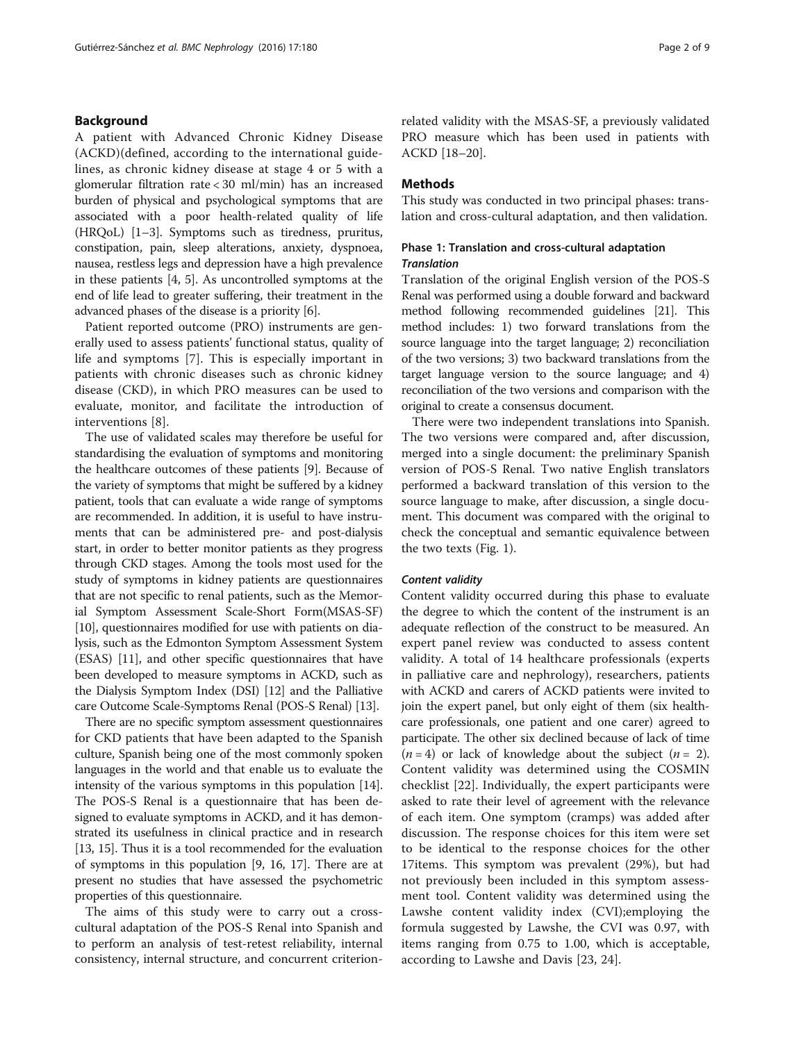## Background

A patient with Advanced Chronic Kidney Disease (ACKD)(defined, according to the international guidelines, as chronic kidney disease at stage 4 or 5 with a glomerular filtration rate < 30 ml/min) has an increased burden of physical and psychological symptoms that are associated with a poor health-related quality of life (HRQoL) [1–3]. Symptoms such as tiredness, pruritus, constipation, pain, sleep alterations, anxiety, dyspnoea, nausea, restless legs and depression have a high prevalence in these patients [4, 5]. As uncontrolled symptoms at the end of life lead to greater suffering, their treatment in the advanced phases of the disease is a priority [6].

Patient reported outcome (PRO) instruments are generally used to assess patients' functional status, quality of life and symptoms [7]. This is especially important in patients with chronic diseases such as chronic kidney disease (CKD), in which PRO measures can be used to evaluate, monitor, and facilitate the introduction of interventions [8].

The use of validated scales may therefore be useful for standardising the evaluation of symptoms and monitoring the healthcare outcomes of these patients [9]. Because of the variety of symptoms that might be suffered by a kidney patient, tools that can evaluate a wide range of symptoms are recommended. In addition, it is useful to have instruments that can be administered pre- and post-dialysis start, in order to better monitor patients as they progress through CKD stages. Among the tools most used for the study of symptoms in kidney patients are questionnaires that are not specific to renal patients, such as the Memorial Symptom Assessment Scale-Short Form(MSAS-SF) [10], questionnaires modified for use with patients on dialysis, such as the Edmonton Symptom Assessment System (ESAS) [11], and other specific questionnaires that have been developed to measure symptoms in ACKD, such as the Dialysis Symptom Index (DSI) [12] and the Palliative care Outcome Scale-Symptoms Renal (POS-S Renal) [13].

There are no specific symptom assessment questionnaires for CKD patients that have been adapted to the Spanish culture, Spanish being one of the most commonly spoken languages in the world and that enable us to evaluate the intensity of the various symptoms in this population [14]. The POS-S Renal is a questionnaire that has been designed to evaluate symptoms in ACKD, and it has demonstrated its usefulness in clinical practice and in research [13, 15]. Thus it is a tool recommended for the evaluation of symptoms in this population [9, 16, 17]. There are at present no studies that have assessed the psychometric properties of this questionnaire.

The aims of this study were to carry out a cross-cultural adaptation of the POS-S Renal into Spanish and to perform an analysis of test-retest reliability, internal consistency, internal structure, and concurrent criterion-related validity with the MSAS-SF, a previously validated PRO measure which has been used in patients with ACKD [18–20].

## Methods

This study was conducted in two principal phases: translation and cross-cultural adaptation, and then validation.

### Phase 1: Translation and cross-cultural adaptation

#### *Translation*

Translation of the original English version of the POS-S Renal was performed using a double forward and backward method following recommended guidelines [21]. This method includes: 1) two forward translations from the source language into the target language; 2) reconciliation of the two versions; 3) two backward translations from the target language version to the source language; and 4) reconciliation of the two versions and comparison with the original to create a consensus document.

There were two independent translations into Spanish. The two versions were compared and, after discussion, merged into a single document: the preliminary Spanish version of POS-S Renal. Two native English translators performed a backward translation of this version to the source language to make, after discussion, a single document. This document was compared with the original to check the conceptual and semantic equivalence between the two texts (Fig. 1).

#### *Content validity*

Content validity occurred during this phase to evaluate the degree to which the content of the instrument is an adequate reflection of the construct to be measured. An expert panel review was conducted to assess content validity. A total of 14 healthcare professionals (experts in palliative care and nephrology), researchers, patients with ACKD and carers of ACKD patients were invited to join the expert panel, but only eight of them (six healthcare professionals, one patient and one carer) agreed to participate. The other six declined because of lack of time ($n = 4$) or lack of knowledge about the subject ($n = 2$). Content validity was determined using the COSMIN checklist [22]. Individually, the expert participants were asked to rate their level of agreement with the relevance of each item. One symptom (cramps) was added after discussion. The response choices for this item were set to be identical to the response choices for the other 17items. This symptom was prevalent (29%), but had not previously been included in this symptom assessment tool. Content validity was determined using the Lawshe content validity index (CVI);employing the formula suggested by Lawshe, the CVI was 0.97, with items ranging from 0.75 to 1.00, which is acceptable, according to Lawshe and Davis [23, 24].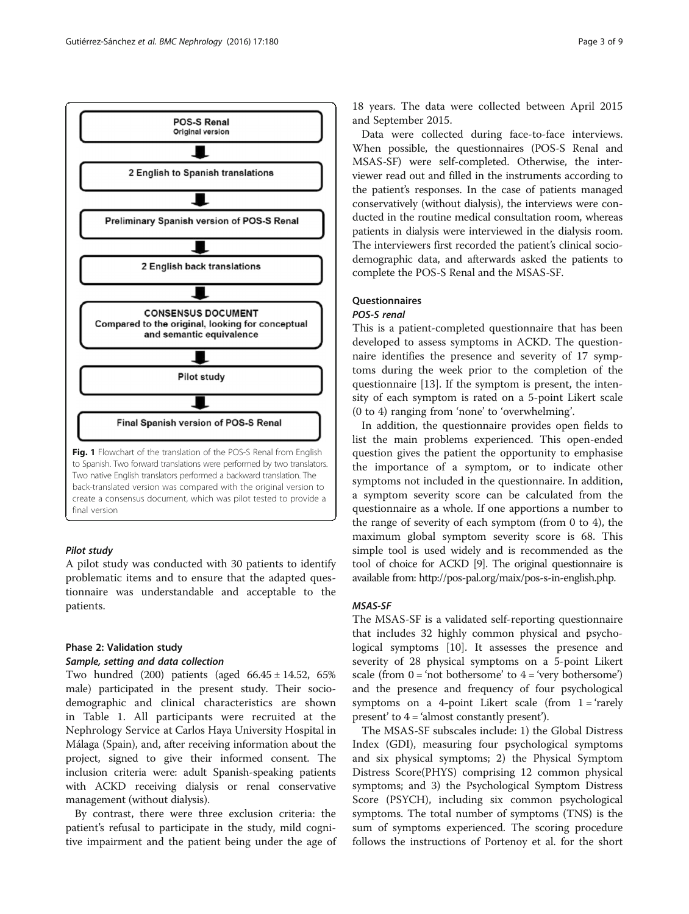POS-S Renal
Original version

2 English to Spanish translations

Preliminary Spanish version of POS-S Renal

2 English back translations

CONSENSUS DOCUMENT
Compared to the original, looking for conceptual and semantic equivalence

Pilot study

Final Spanish version of POS-S Renal

**Fig. 1** Flowchart of the translation of the POS-S Renal from English to Spanish. Two forward translations were performed by two translators. Two native English translators performed a backward translation. The back-translated version was compared with the original version to create a consensus document, which was pilot tested to provide a final version

#### *Pilot study*

A pilot study was conducted with 30 patients to identify problematic items and to ensure that the adapted questionnaire was understandable and acceptable to the patients.

### Phase 2: Validation study

#### *Sample, setting and data collection*

Two hundred (200) patients (aged 66.45 ± 14.52, 65% male) participated in the present study. Their sociodemographic and clinical characteristics are shown in Table 1. All participants were recruited at the Nephrology Service at Carlos Haya University Hospital in Málaga (Spain), and, after receiving information about the project, signed to give their informed consent. The inclusion criteria were: adult Spanish-speaking patients with ACKD receiving dialysis or renal conservative management (without dialysis).

By contrast, there were three exclusion criteria: the patient's refusal to participate in the study, mild cognitive impairment and the patient being under the age of 18 years. The data were collected between April 2015 and September 2015.

Data were collected during face-to-face interviews. When possible, the questionnaires (POS-S Renal and MSAS-SF) were self-completed. Otherwise, the interviewer read out and filled in the instruments according to the patient's responses. In the case of patients managed conservatively (without dialysis), the interviews were conducted in the routine medical consultation room, whereas patients in dialysis were interviewed in the dialysis room. The interviewers first recorded the patient's clinical sociodemographic data, and afterwards asked the patients to complete the POS-S Renal and the MSAS-SF.

### Questionnaires

#### *POS-S renal*

This is a patient-completed questionnaire that has been developed to assess symptoms in ACKD. The questionnaire identifies the presence and severity of 17 symptoms during the week prior to the completion of the questionnaire [13]. If the symptom is present, the intensity of each symptom is rated on a 5-point Likert scale (0 to 4) ranging from 'none' to 'overwhelming'.

In addition, the questionnaire provides open fields to list the main problems experienced. This open-ended question gives the patient the opportunity to emphasise the importance of a symptom, or to indicate other symptoms not included in the questionnaire. In addition, a symptom severity score can be calculated from the questionnaire as a whole. If one apportions a number to the range of severity of each symptom (from 0 to 4), the maximum global symptom severity score is 68. This simple tool is used widely and is recommended as the tool of choice for ACKD [9]. The original questionnaire is available from: http://pos-pal.org/maix/pos-s-in-english.php.

#### *MSAS-SF*

The MSAS-SF is a validated self-reporting questionnaire that includes 32 highly common physical and psychological symptoms [10]. It assesses the presence and severity of 28 physical symptoms on a 5-point Likert scale (from 0 = 'not bothersome' to 4 = 'very bothersome') and the presence and frequency of four psychological symptoms on a 4-point Likert scale (from 1 = 'rarely present' to 4 = 'almost constantly present').

The MSAS-SF subscales include: 1) the Global Distress Index (GDI), measuring four psychological symptoms and six physical symptoms; 2) the Physical Symptom Distress Score(PHYS) comprising 12 common physical symptoms; and 3) the Psychological Symptom Distress Score (PSYCH), including six common psychological symptoms. The total number of symptoms (TNS) is the sum of symptoms experienced. The scoring procedure follows the instructions of Portenoy et al. for the short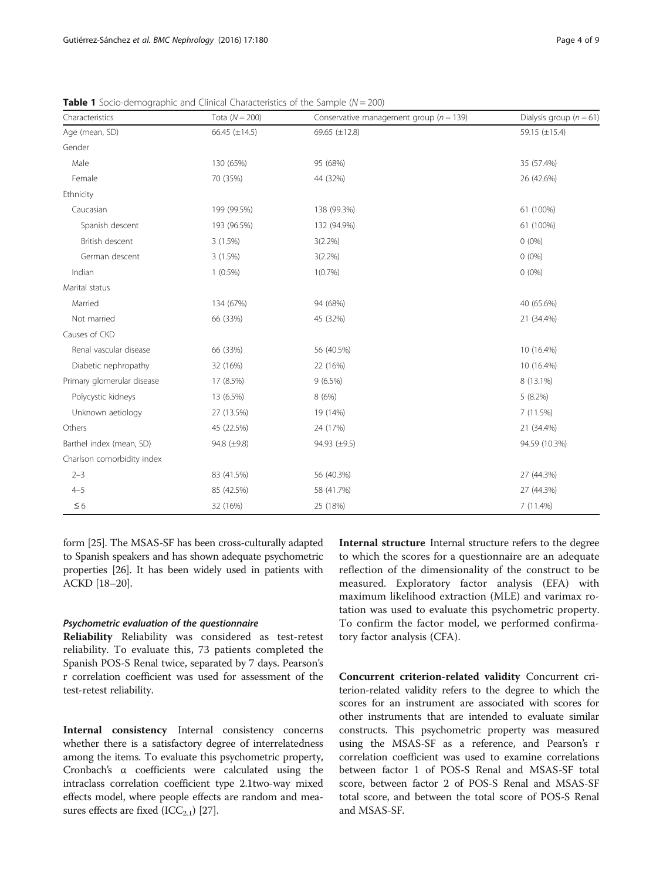**Table 1** Socio-demographic and Clinical Characteristics of the Sample ($N = 200$)

| Characteristics | Tota ($N = 200$) | Conservative management group ($n = 139$) | Dialysis group ($n = 61$) |
|---|---|---|---|
| Age (mean, SD) | 66.45 (±14.5) | 69.65 (±12.8) | 59.15 (±15.4) |
| Gender | | | |
| Male | 130 (65%) | 95 (68%) | 35 (57.4%) |
| Female | 70 (35%) | 44 (32%) | 26 (42.6%) |
| Ethnicity | | | |
| Caucasian | 199 (99.5%) | 138 (99.3%) | 61 (100%) |
| Spanish descent | 193 (96.5%) | 132 (94.9%) | 61 (100%) |
| British descent | 3 (1.5%) | 3(2.2%) | 0 (0%) |
| German descent | 3 (1.5%) | 3(2.2%) | 0 (0%) |
| Indian | 1 (0.5%) | 1(0.7%) | 0 (0%) |
| Marital status | | | |
| Married | 134 (67%) | 94 (68%) | 40 (65.6%) |
| Not married | 66 (33%) | 45 (32%) | 21 (34.4%) |
| Causes of CKD | | | |
| Renal vascular disease | 66 (33%) | 56 (40.5%) | 10 (16.4%) |
| Diabetic nephropathy | 32 (16%) | 22 (16%) | 10 (16.4%) |
| Primary glomerular disease | 17 (8.5%) | 9 (6.5%) | 8 (13.1%) |
| Polycystic kidneys | 13 (6.5%) | 8 (6%) | 5 (8.2%) |
| Unknown aetiology | 27 (13.5%) | 19 (14%) | 7 (11.5%) |
| Others | 45 (22.5%) | 24 (17%) | 21 (34.4%) |
| Barthel index (mean, SD) | 94.8 (±9.8) | 94.93 (±9.5) | 94.59 (10.3%) |
| Charlson comorbidity index | | | |
| 2–3 | 83 (41.5%) | 56 (40.3%) | 27 (44.3%) |
| 4–5 | 85 (42.5%) | 58 (41.7%) | 27 (44.3%) |
| ≤ 6 | 32 (16%) | 25 (18%) | 7 (11.4%) |

form [25]. The MSAS-SF has been cross-culturally adapted to Spanish speakers and has shown adequate psychometric properties [26]. It has been widely used in patients with ACKD [18–20].

#### *Psychometric evaluation of the questionnaire*

**Reliability** Reliability was considered as test-retest reliability. To evaluate this, 73 patients completed the Spanish POS-S Renal twice, separated by 7 days. Pearson's r correlation coefficient was used for assessment of the test-retest reliability.

**Internal consistency** Internal consistency concerns whether there is a satisfactory degree of interrelatedness among the items. To evaluate this psychometric property, Cronbach's α coefficients were calculated using the intraclass correlation coefficient type 2.1two-way mixed effects model, where people effects are random and measures effects are fixed ($ICC_{2.1}$) [27].

**Internal structure** Internal structure refers to the degree to which the scores for a questionnaire are an adequate reflection of the dimensionality of the construct to be measured. Exploratory factor analysis (EFA) with maximum likelihood extraction (MLE) and varimax rotation was used to evaluate this psychometric property. To confirm the factor model, we performed confirmatory factor analysis (CFA).

**Concurrent criterion-related validity** Concurrent criterion-related validity refers to the degree to which the scores for an instrument are associated with scores for other instruments that are intended to evaluate similar constructs. This psychometric property was measured using the MSAS-SF as a reference, and Pearson's r correlation coefficient was used to examine correlations between factor 1 of POS-S Renal and MSAS-SF total score, between factor 2 of POS-S Renal and MSAS-SF total score, and between the total score of POS-S Renal and MSAS-SF.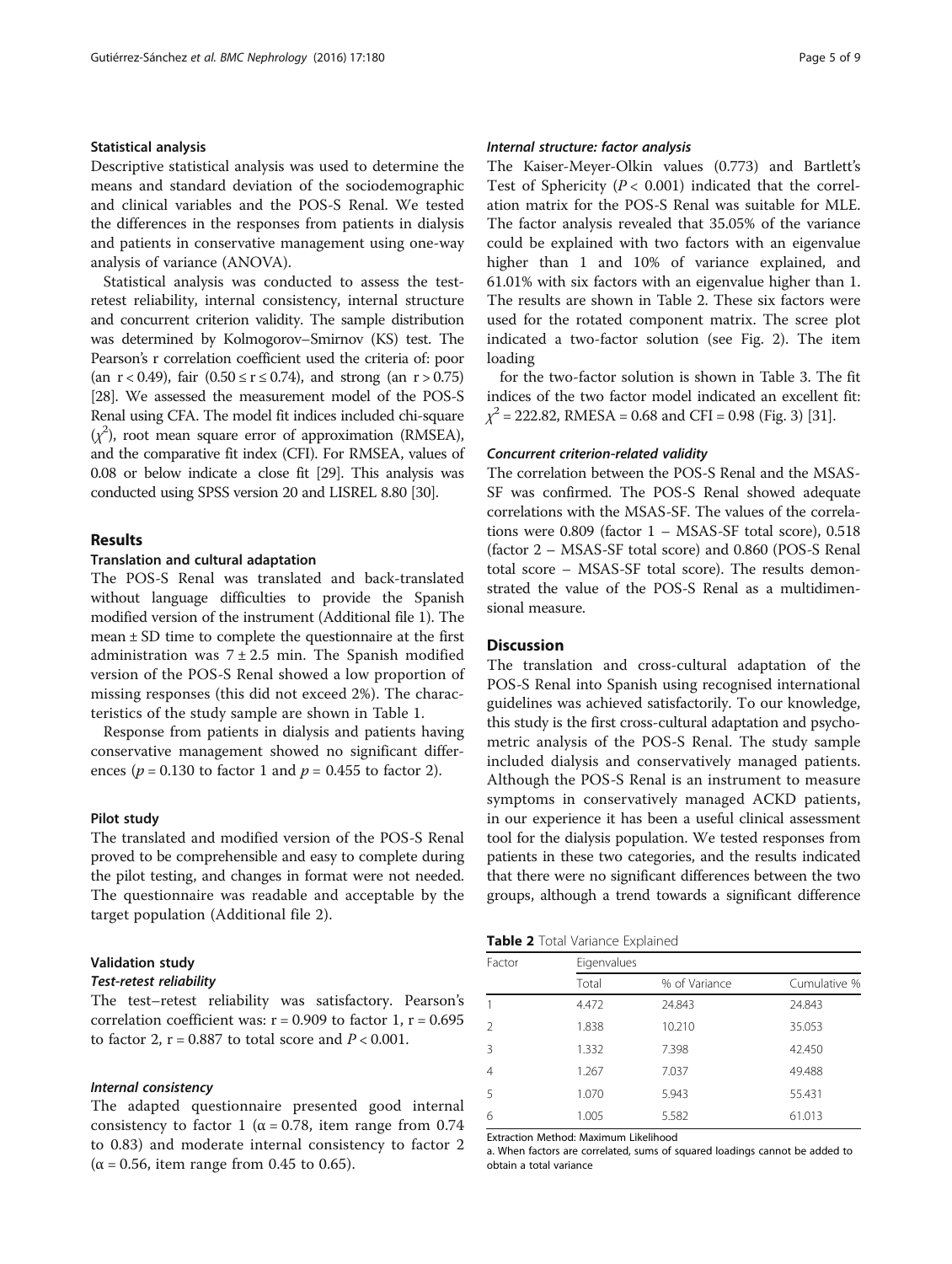### Statistical analysis

Descriptive statistical analysis was used to determine the means and standard deviation of the sociodemographic and clinical variables and the POS-S Renal. We tested the differences in the responses from patients in dialysis and patients in conservative management using one-way analysis of variance (ANOVA).

Statistical analysis was conducted to assess the test-retest reliability, internal consistency, internal structure and concurrent criterion validity. The sample distribution was determined by Kolmogorov–Smirnov (KS) test. The Pearson's r correlation coefficient used the criteria of: poor (an $r < 0.49$), fair ($0.50 \leq r \leq 0.74$), and strong (an $r > 0.75$) [28]. We assessed the measurement model of the POS-S Renal using CFA. The model fit indices included chi-square ($\chi^2$), root mean square error of approximation (RMSEA), and the comparative fit index (CFI). For RMSEA, values of 0.08 or below indicate a close fit [29]. This analysis was conducted using SPSS version 20 and LISREL 8.80 [30].

## Results

### Translation and cultural adaptation

The POS-S Renal was translated and back-translated without language difficulties to provide the Spanish modified version of the instrument (Additional file 1). The mean ± SD time to complete the questionnaire at the first administration was 7 ± 2.5 min. The Spanish modified version of the POS-S Renal showed a low proportion of missing responses (this did not exceed 2%). The characteristics of the study sample are shown in Table 1.

Response from patients in dialysis and patients having conservative management showed no significant differences ($p = 0.130$ to factor 1 and $p = 0.455$ to factor 2).

### Pilot study

The translated and modified version of the POS-S Renal proved to be comprehensible and easy to complete during the pilot testing, and changes in format were not needed. The questionnaire was readable and acceptable by the target population (Additional file 2).

### Validation study

#### *Test-retest reliability*

The test–retest reliability was satisfactory. Pearson's correlation coefficient was: $r = 0.909$ to factor 1, $r = 0.695$ to factor 2, $r = 0.887$ to total score and $P < 0.001$.

#### *Internal consistency*

The adapted questionnaire presented good internal consistency to factor 1 ($\alpha = 0.78$, item range from 0.74 to 0.83) and moderate internal consistency to factor 2 ($\alpha = 0.56$, item range from 0.45 to 0.65).

#### *Internal structure: factor analysis*

The Kaiser-Meyer-Olkin values (0.773) and Bartlett's Test of Sphericity ($P < 0.001$) indicated that the correlation matrix for the POS-S Renal was suitable for MLE. The factor analysis revealed that 35.05% of the variance could be explained with two factors with an eigenvalue higher than 1 and 10% of variance explained, and 61.01% with six factors with an eigenvalue higher than 1. The results are shown in Table 2. These six factors were used for the rotated component matrix. The scree plot indicated a two-factor solution (see Fig. 2). The item loading

for the two-factor solution is shown in Table 3. The fit indices of the two factor model indicated an excellent fit: $\chi^2 = 222.82$, RMESA = 0.68 and CFI = 0.98 (Fig. 3) [31].

#### *Concurrent criterion-related validity*

The correlation between the POS-S Renal and the MSAS-SF was confirmed. The POS-S Renal showed adequate correlations with the MSAS-SF. The values of the correlations were 0.809 (factor 1 – MSAS-SF total score), 0.518 (factor 2 – MSAS-SF total score) and 0.860 (POS-S Renal total score – MSAS-SF total score). The results demonstrated the value of the POS-S Renal as a multidimensional measure.

## Discussion

The translation and cross-cultural adaptation of the POS-S Renal into Spanish using recognised international guidelines was achieved satisfactorily. To our knowledge, this study is the first cross-cultural adaptation and psychometric analysis of the POS-S Renal. The study sample included dialysis and conservatively managed patients. Although the POS-S Renal is an instrument to measure symptoms in conservatively managed ACKD patients, in our experience it has been a useful clinical assessment tool for the dialysis population. We tested responses from patients in these two categories, and the results indicated that there were no significant differences between the two groups, although a trend towards a significant difference

**Table 2** Total Variance Explained

| Factor | Eigenvalues | | |
|---|---|---|---|
| | Total | % of Variance | Cumulative % |
| 1 | 4.472 | 24.843 | 24.843 |
| 2 | 1.838 | 10.210 | 35.053 |
| 3 | 1.332 | 7.398 | 42.450 |
| 4 | 1.267 | 7.037 | 49.488 |
| 5 | 1.070 | 5.943 | 55.431 |
| 6 | 1.005 | 5.582 | 61.013 |

Extraction Method: Maximum Likelihood

a. When factors are correlated, sums of squared loadings cannot be added to obtain a total variance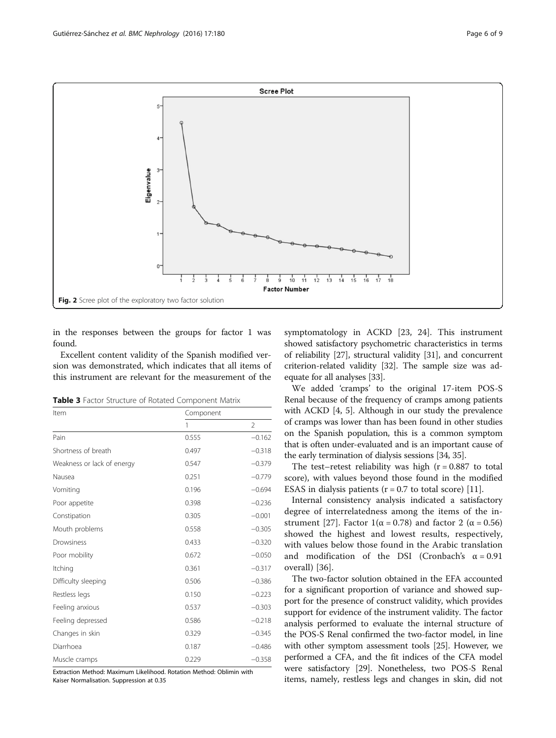Fig. 2 Scree plot of the exploratory two factor solution

in the responses between the groups for factor 1 was found.

Excellent content validity of the Spanish modified version was demonstrated, which indicates that all items of this instrument are relevant for the measurement of the symptomatology in ACKD [23, 24]. This instrument showed satisfactory psychometric characteristics in terms of reliability [27], structural validity [31], and concurrent criterion-related validity [32]. The sample size was adequate for all analyses [33].

**Table 3** Factor Structure of Rotated Component Matrix

| Item | Component | |
|---|---|---|
| | 1 | 2 |
| Pain | 0.555 | −0.162 |
| Shortness of breath | 0.497 | −0.318 |
| Weakness or lack of energy | 0.547 | −0.379 |
| Nausea | 0.251 | −0.779 |
| Vomiting | 0.196 | −0.694 |
| Poor appetite | 0.398 | −0.236 |
| Constipation | 0.305 | −0.001 |
| Mouth problems | 0.558 | −0.305 |
| Drowsiness | 0.433 | −0.320 |
| Poor mobility | 0.672 | −0.050 |
| Itching | 0.361 | −0.317 |
| Difficulty sleeping | 0.506 | −0.386 |
| Restless legs | 0.150 | −0.223 |
| Feeling anxious | 0.537 | −0.303 |
| Feeling depressed | 0.586 | −0.218 |
| Changes in skin | 0.329 | −0.345 |
| Diarrhoea | 0.187 | −0.486 |
| Muscle cramps | 0.229 | −0.358 |

Extraction Method: Maximum Likelihood. Rotation Method: Oblimin with Kaiser Normalisation. Suppression at 0.35

We added 'cramps' to the original 17-item POS-S Renal because of the frequency of cramps among patients with ACKD [4, 5]. Although in our study the prevalence of cramps was lower than has been found in other studies on the Spanish population, this is a common symptom that is often under-evaluated and is an important cause of the early termination of dialysis sessions [34, 35].

The test–retest reliability was high ($r = 0.887$ to total score), with values beyond those found in the modified ESAS in dialysis patients ($r = 0.7$ to total score) [11].

Internal consistency analysis indicated a satisfactory degree of interrelatedness among the items of the instrument [27]. Factor 1($\alpha = 0.78$) and factor 2 ($\alpha = 0.56$) showed the highest and lowest results, respectively, with values below those found in the Arabic translation and modification of the DSI (Cronbach's $\alpha = 0.91$ overall) [36].

The two-factor solution obtained in the EFA accounted for a significant proportion of variance and showed support for the presence of construct validity, which provides support for evidence of the instrument validity. The factor analysis performed to evaluate the internal structure of the POS-S Renal confirmed the two-factor model, in line with other symptom assessment tools [25]. However, we performed a CFA, and the fit indices of the CFA model were satisfactory [29]. Nonetheless, two POS-S Renal items, namely, restless legs and changes in skin, did not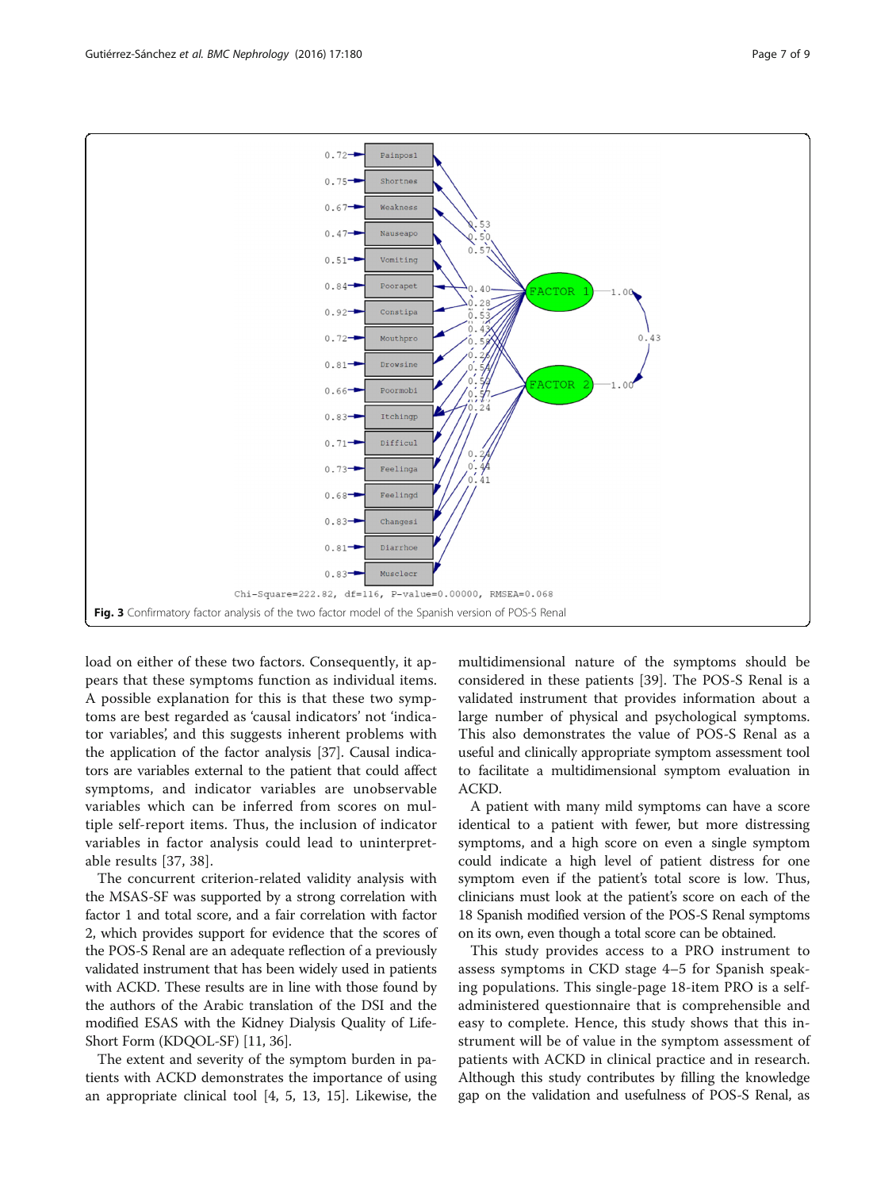Fig. 3 Confirmatory factor analysis of the two factor model of the Spanish version of POS-S Renal

load on either of these two factors. Consequently, it appears that these symptoms function as individual items. A possible explanation for this is that these two symptoms are best regarded as 'causal indicators' not 'indicator variables', and this suggests inherent problems with the application of the factor analysis [37]. Causal indicators are variables external to the patient that could affect symptoms, and indicator variables are unobservable variables which can be inferred from scores on multiple self-report items. Thus, the inclusion of indicator variables in factor analysis could lead to uninterpretable results [37, 38].

The concurrent criterion-related validity analysis with the MSAS-SF was supported by a strong correlation with factor 1 and total score, and a fair correlation with factor 2, which provides support for evidence that the scores of the POS-S Renal are an adequate reflection of a previously validated instrument that has been widely used in patients with ACKD. These results are in line with those found by the authors of the Arabic translation of the DSI and the modified ESAS with the Kidney Dialysis Quality of Life-Short Form (KDQOL-SF) [11, 36].

The extent and severity of the symptom burden in patients with ACKD demonstrates the importance of using an appropriate clinical tool [4, 5, 13, 15]. Likewise, the multidimensional nature of the symptoms should be considered in these patients [39]. The POS-S Renal is a validated instrument that provides information about a large number of physical and psychological symptoms. This also demonstrates the value of POS-S Renal as a useful and clinically appropriate symptom assessment tool to facilitate a multidimensional symptom evaluation in ACKD.

A patient with many mild symptoms can have a score identical to a patient with fewer, but more distressing symptoms, and a high score on even a single symptom could indicate a high level of patient distress for one symptom even if the patient's total score is low. Thus, clinicians must look at the patient's score on each of the 18 Spanish modified version of the POS-S Renal symptoms on its own, even though a total score can be obtained.

This study provides access to a PRO instrument to assess symptoms in CKD stage 4–5 for Spanish speaking populations. This single-page 18-item PRO is a self-administered questionnaire that is comprehensible and easy to complete. Hence, this study shows that this instrument will be of value in the symptom assessment of patients with ACKD in clinical practice and in research. Although this study contributes by filling the knowledge gap on the validation and usefulness of POS-S Renal, as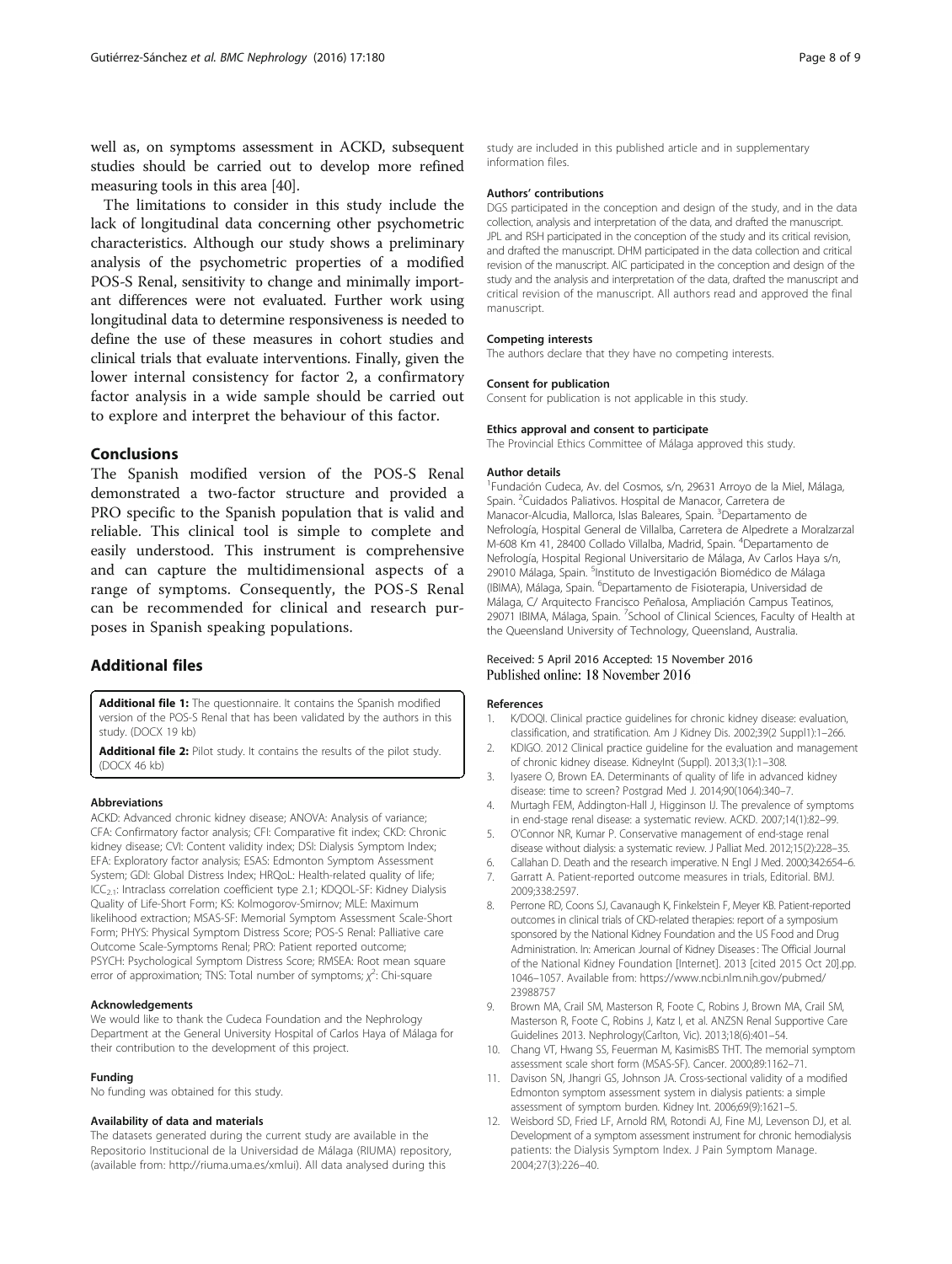well as, on symptoms assessment in ACKD, subsequent studies should be carried out to develop more refined measuring tools in this area [40].

The limitations to consider in this study include the lack of longitudinal data concerning other psychometric characteristics. Although our study shows a preliminary analysis of the psychometric properties of a modified POS-S Renal, sensitivity to change and minimally important differences were not evaluated. Further work using longitudinal data to determine responsiveness is needed to define the use of these measures in cohort studies and clinical trials that evaluate interventions. Finally, given the lower internal consistency for factor 2, a confirmatory factor analysis in a wide sample should be carried out to explore and interpret the behaviour of this factor.

## Conclusions

The Spanish modified version of the POS-S Renal demonstrated a two-factor structure and provided a PRO specific to the Spanish population that is valid and reliable. This clinical tool is simple to complete and easily understood. This instrument is comprehensive and can capture the multidimensional aspects of a range of symptoms. Consequently, the POS-S Renal can be recommended for clinical and research purposes in Spanish speaking populations.

## Additional files

**Additional file 1:** The questionnaire. It contains the Spanish modified version of the POS-S Renal that has been validated by the authors in this study. (DOCX 19 kb)

**Additional file 2:** Pilot study. It contains the results of the pilot study. (DOCX 46 kb)

#### Abbreviations

ACKD: Advanced chronic kidney disease; ANOVA: Analysis of variance; CFA: Confirmatory factor analysis; CFI: Comparative fit index; CKD: Chronic kidney disease; CVI: Content validity index; DSI: Dialysis Symptom Index; EFA: Exploratory factor analysis; ESAS: Edmonton Symptom Assessment System; GDI: Global Distress Index; HRQoL: Health-related quality of life; $ICC_{2.1}$: Intraclass correlation coefficient type 2.1; KDQOL-SF: Kidney Dialysis Quality of Life-Short Form; KS: Kolmogorov-Smirnov; MLE: Maximum likelihood extraction; MSAS-SF: Memorial Symptom Assessment Scale-Short Form; PHYS: Physical Symptom Distress Score; POS-S Renal: Palliative care Outcome Scale-Symptoms Renal; PRO: Patient reported outcome; PSYCH: Psychological Symptom Distress Score; RMSEA: Root mean square error of approximation; TNS: Total number of symptoms; $\chi^2$: Chi-square

#### Acknowledgements

We would like to thank the Cudeca Foundation and the Nephrology Department at the General University Hospital of Carlos Haya of Málaga for their contribution to the development of this project.

#### Funding

No funding was obtained for this study.

#### Availability of data and materials

The datasets generated during the current study are available in the Repositorio Institucional de la Universidad de Málaga (RIUMA) repository, (available from: http://riuma.uma.es/xmlui). All data analysed during this study are included in this published article and in supplementary information files.

#### Authors' contributions

DGS participated in the conception and design of the study, and in the data collection, analysis and interpretation of the data, and drafted the manuscript. JPL and RSH participated in the conception of the study and its critical revision, and drafted the manuscript. DHM participated in the data collection and critical revision of the manuscript. AIC participated in the conception and design of the study and the analysis and interpretation of the data, drafted the manuscript and critical revision of the manuscript. All authors read and approved the final manuscript.

#### Competing interests

The authors declare that they have no competing interests.

#### Consent for publication

Consent for publication is not applicable in this study.

#### Ethics approval and consent to participate

The Provincial Ethics Committee of Málaga approved this study.

#### Author details

[1]Fundación Cudeca, Av. del Cosmos, s/n, 29631 Arroyo de la Miel, Málaga, Spain. [2]Cuidados Paliativos. Hospital de Manacor, Carretera de Manacor-Alcudia, Mallorca, Islas Baleares, Spain. [3]Departamento de Nefrología, Hospital General de Villalba, Carretera de Alpedrete a Moralzarzal M-608 Km 41, 28400 Collado Villalba, Madrid, Spain. [4]Departamento de Nefrología, Hospital Regional Universitario de Málaga, Av Carlos Haya s/n, 29010 Málaga, Spain. [5]Instituto de Investigación Biomédico de Málaga (IBIMA), Málaga, Spain. [6]Departamento de Fisioterapia, Universidad de Málaga, C/ Arquitecto Francisco Peñalosa, Ampliación Campus Teatinos, 29071 IBIMA, Málaga, Spain. [7]School of Clinical Sciences, Faculty of Health at the Queensland University of Technology, Queensland, Australia.

Received: 5 April 2016 Accepted: 15 November 2016
Published online: 18 November 2016

#### References

1. K/DOQI. Clinical practice guidelines for chronic kidney disease: evaluation, classification, and stratification. Am J Kidney Dis. 2002;39(2 Suppl1):1–266.
2. KDIGO. 2012 Clinical practice guideline for the evaluation and management of chronic kidney disease. KidneyInt (Suppl). 2013;3(1):1–308.
3. Iyasere O, Brown EA. Determinants of quality of life in advanced kidney disease: time to screen? Postgrad Med J. 2014;90(1064):340–7.
4. Murtagh FEM, Addington-Hall J, Higginson IJ. The prevalence of symptoms in end-stage renal disease: a systematic review. ACKD. 2007;14(1):82–99.
5. O'Connor NR, Kumar P. Conservative management of end-stage renal disease without dialysis: a systematic review. J Palliat Med. 2012;15(2):228–35.
6. Callahan D. Death and the research imperative. N Engl J Med. 2000;342:654–6.
7. Garratt A. Patient-reported outcome measures in trials, Editorial. BMJ. 2009;338:2597.
8. Perrone RD, Coons SJ, Cavanaugh K, Finkelstein F, Meyer KB. Patient-reported outcomes in clinical trials of CKD-related therapies: report of a symposium sponsored by the National Kidney Foundation and the US Food and Drug Administration. In: American Journal of Kidney Diseases : The Official Journal of the National Kidney Foundation [Internet]. 2013 [cited 2015 Oct 20].pp. 1046–1057. Available from: https://www.ncbi.nlm.nih.gov/pubmed/23988757
9. Brown MA, Crail SM, Masterson R, Foote C, Robins J, Brown MA, Crail SM, Masterson R, Foote C, Robins J, Katz I, et al. ANZSN Renal Supportive Care Guidelines 2013. Nephrology(Carlton, Vic). 2013;18(6):401–54.
10. Chang VT, Hwang SS, Feuerman M, KasimisBS THT. The memorial symptom assessment scale short form (MSAS-SF). Cancer. 2000;89:1162–71.
11. Davison SN, Jhangri GS, Johnson JA. Cross-sectional validity of a modified Edmonton symptom assessment system in dialysis patients: a simple assessment of symptom burden. Kidney Int. 2006;69(9):1621–5.
12. Weisbord SD, Fried LF, Arnold RM, Rotondi AJ, Fine MJ, Levenson DJ, et al. Development of a symptom assessment instrument for chronic hemodialysis patients: the Dialysis Symptom Index. J Pain Symptom Manage. 2004;27(3):226–40.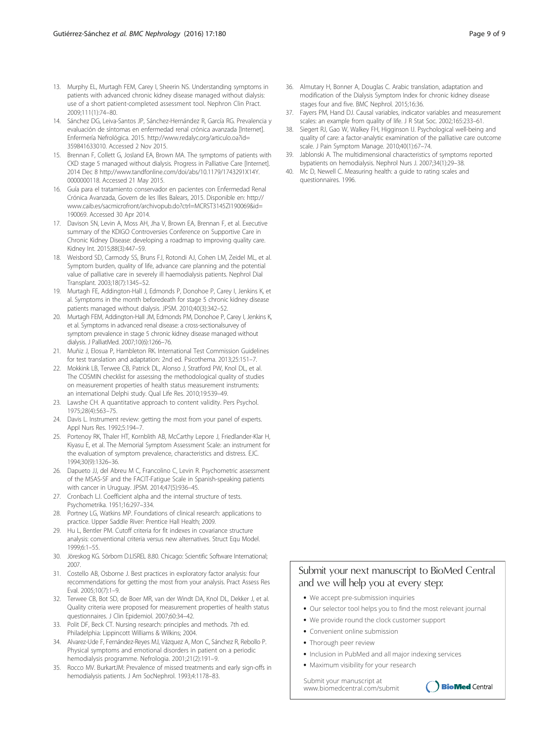13. Murphy EL, Murtagh FEM, Carey I, Sheerin NS. Understanding symptoms in patients with advanced chronic kidney disease managed without dialysis: use of a short patient-completed assessment tool. Nephron Clin Pract. 2009;111(1):74–80.
14. Sánchez DG, Leiva-Santos JP, Sánchez-Hernández R, García RG. Prevalencia y evaluación de síntomas en enfermedad renal crónica avanzada [Internet]. Enfermería Nefrológica. 2015. http://www.redalyc.org/articulo.oa?id=359841633010. Accessed 2 Nov 2015.
15. Brennan F, Collett G, Josland EA, Brown MA. The symptoms of patients with CKD stage 5 managed without dialysis. Progress in Palliative Care [Internet]. 2014 Dec 8 http://www.tandfonline.com/doi/abs/10.1179/1743291X14Y.0000000118. Accessed 21 May 2015.
16. Guía para el tratamiento conservador en pacientes con Enfermedad Renal Crónica Avanzada, Govern de les Illes Balears, 2015. Disponible en: http://www.caib.es/sacmicrofront/archivopub.do?ctrl=MCRST3145ZI190069&id=190069. Accessed 30 Apr 2014.
17. Davison SN, Levin A, Moss AH, Jha V, Brown EA, Brennan F, et al. Executive summary of the KDIGO Controversies Conference on Supportive Care in Chronic Kidney Disease: developing a roadmap to improving quality care. Kidney Int. 2015;88(3):447–59.
18. Weisbord SD, Carmody SS, Bruns FJ, Rotondi AJ, Cohen LM, Zeidel ML, et al. Symptom burden, quality of life, advance care planning and the potential value of palliative care in severely ill haemodialysis patients. Nephrol Dial Transplant. 2003;18(7):1345–52.
19. Murtagh FE, Addington-Hall J, Edmonds P, Donohoe P, Carey I, Jenkins K, et al. Symptoms in the month beforedeath for stage 5 chronic kidney disease patients managed without dialysis. JPSM. 2010;40(3):342–52.
20. Murtagh FEM, Addington-Hall JM, Edmonds PM, Donohoe P, Carey I, Jenkins K, et al. Symptoms in advanced renal disease: a cross-sectionalsurvey of symptom prevalence in stage 5 chronic kidney disease managed without dialysis. J PalliatMed. 2007;10(6):1266–76.
21. Muñiz J, Elosua P, Hambleton RK. International Test Commission Guidelines for test translation and adaptation: 2nd ed. Psicothema. 2013;25:151–7.
22. Mokkink LB, Terwee CB, Patrick DL, Alonso J, Stratford PW, Knol DL, et al. The COSMIN checklist for assessing the methodological quality of studies on measurement properties of health status measurement instruments: an international Delphi study. Qual Life Res. 2010;19:539–49.
23. Lawshe CH. A quantitative approach to content validity. Pers Psychol. 1975;28(4):563–75.
24. Davis L. Instrument review: getting the most from your panel of experts. Appl Nurs Res. 1992;5:194–7.
25. Portenoy RK, Thaler HT, Kornblith AB, McCarthy Lepore J, Friedlander-Klar H, Kiyasu E, et al. The Memorial Symptom Assessment Scale: an instrument for the evaluation of symptom prevalence, characteristics and distress. EJC. 1994;30(9):1326–36.
26. Dapueto JJ, del Abreu M C, Francolino C, Levin R. Psychometric assessment of the MSAS-SF and the FACIT-Fatigue Scale in Spanish-speaking patients with cancer in Uruguay. JPSM. 2014;47(5):936–45.
27. Cronbach LJ. Coefficient alpha and the internal structure of tests. Psychometrika. 1951;16:297–334.
28. Portney LG, Watkins MP. Foundations of clinical research: applications to practice. Upper Saddle River: Prentice Hall Health; 2009.
29. Hu L, Bentler PM. Cutoff criteria for fit indexes in covariance structure analysis: conventional criteria versus new alternatives. Struct Equ Model. 1999;6:1–55.
30. Jöreskog KG. Sörbom D.LISREL 8.80. Chicago: Scientific Software International; 2007.
31. Costello AB, Osborne J. Best practices in exploratory factor analysis: four recommendations for getting the most from your analysis. Pract Assess Res Eval. 2005;10(7):1–9.
32. Terwee CB, Bot SD, de Boer MR, van der Windt DA, Knol DL, Dekker J, et al. Quality criteria were proposed for measurement properties of health status questionnaires. J Clin Epidemiol. 2007;60:34–42.
33. Polit DF, Beck CT. Nursing research: principles and methods. 7th ed. Philadelphia: Lippincott Williams & Wilkins; 2004.
34. Alvarez-Ude F, Fernández-Reyes MJ, Vázquez A, Mon C, Sánchez R, Rebollo P. Physical symptoms and emotional disorders in patient on a periodic hemodialysis programme. Nefrologia. 2001;21(2):191–9.
35. Rocco MV. BurkartJM: Prevalence of missed treatments and early sign-offs in hemodialysis patients. J Am SocNephrol. 1993;4:1178–83.
36. Almutary H, Bonner A, Douglas C. Arabic translation, adaptation and modification of the Dialysis Symptom Index for chronic kidney disease stages four and five. BMC Nephrol. 2015;16:36.
37. Fayers PM, Hand DJ. Causal variables, indicator variables and measurement scales: an example from quality of life. J R Stat Soc. 2002;165:233–61.
38. Siegert RJ, Gao W, Walkey FH, Higginson IJ. Psychological well-being and quality of care: a factor-analytic examination of the palliative care outcome scale. J Pain Symptom Manage. 2010;40(1):67–74.
39. Jablonski A. The multidimensional characteristics of symptoms reported bypatients on hemodialysis. Nephrol Nurs J. 2007;34(1):29–38.
40. Mc D, Newell C. Measuring health: a guide to rating scales and questionnaires. 1996.

Submit your next manuscript to BioMed Central and we will help you at every step:

- We accept pre-submission inquiries
- Our selector tool helps you to find the most relevant journal
- We provide round the clock customer support
- Convenient online submission
- Thorough peer review
- Inclusion in PubMed and all major indexing services
- Maximum visibility for your research

Submit your manuscript at
www.biomedcentral.com/submit

BioMed Central